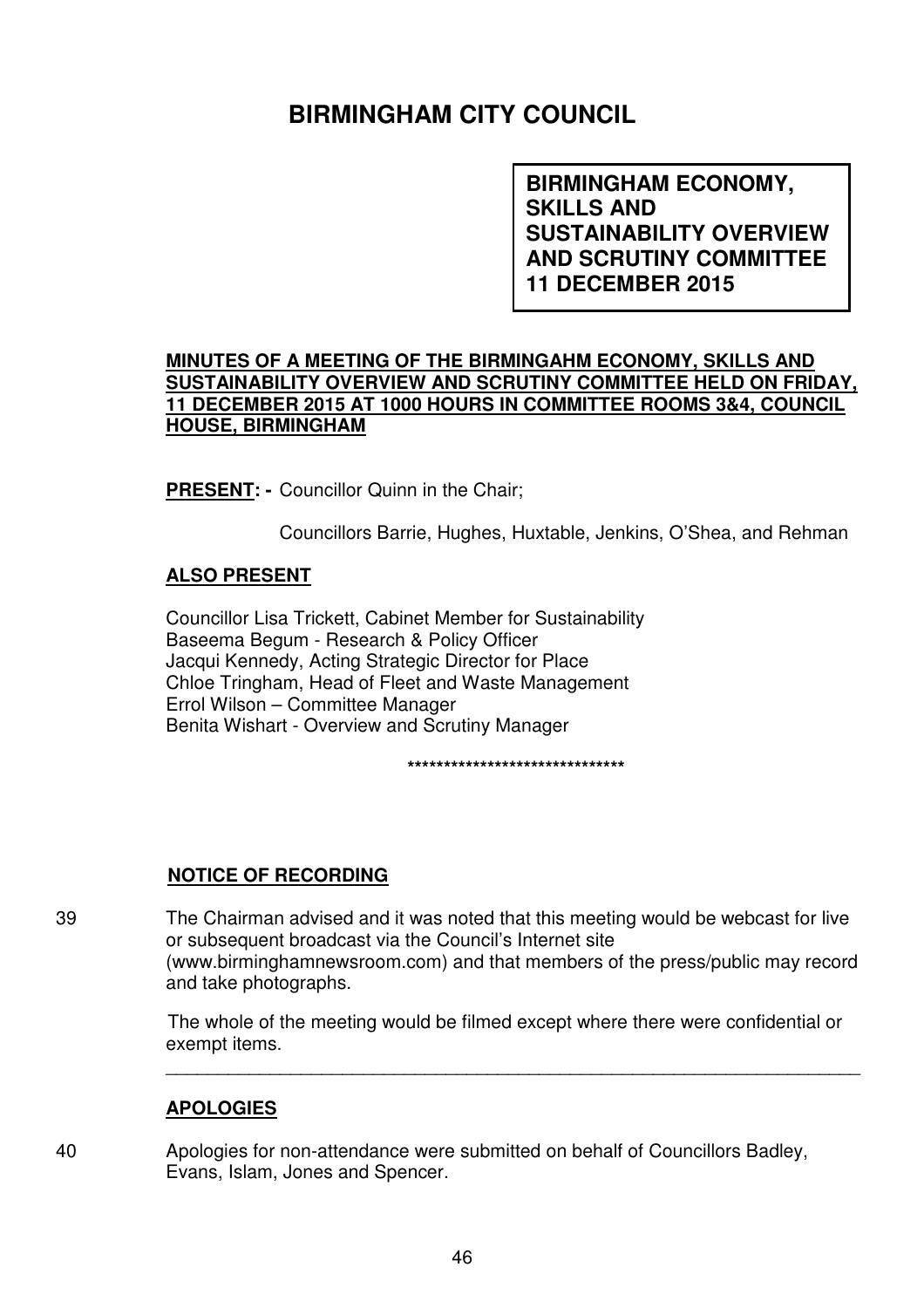# BIRMINGHAM CITY COUNCIL

**BIRMINGHAM ECONOMY, SKILLS AND SUSTAINABILITY OVERVIEW AND SCRUTINY COMMITTEE**
**11 DECEMBER 2015**

**MINUTES OF A MEETING OF THE BIRMINGAHM ECONOMY, SKILLS AND SUSTAINABILITY OVERVIEW AND SCRUTINY COMMITTEE HELD ON FRIDAY, 11 DECEMBER 2015 AT 1000 HOURS IN COMMITTEE ROOMS 3&4, COUNCIL HOUSE, BIRMINGHAM**

**PRESENT: -** Councillor Quinn in the Chair;

Councillors Barrie, Hughes, Huxtable, Jenkins, O'Shea, and Rehman

**ALSO PRESENT**

Councillor Lisa Trickett, Cabinet Member for Sustainability
Baseema Begum - Research & Policy Officer
Jacqui Kennedy, Acting Strategic Director for Place
Chloe Tringham, Head of Fleet and Waste Management
Errol Wilson – Committee Manager
Benita Wishart - Overview and Scrutiny Manager

\*\*\*\*\*\*\*\*\*\*\*\*\*\*\*\*\*\*\*\*\*\*\*\*\*\*\*\*\*\*

**NOTICE OF RECORDING**

39 The Chairman advised and it was noted that this meeting would be webcast for live or subsequent broadcast via the Council's Internet site (www.birminghamnewsroom.com) and that members of the press/public may record and take photographs.

The whole of the meeting would be filmed except where there were confidential or exempt items.

---

**APOLOGIES**

40 Apologies for non-attendance were submitted on behalf of Councillors Badley, Evans, Islam, Jones and Spencer.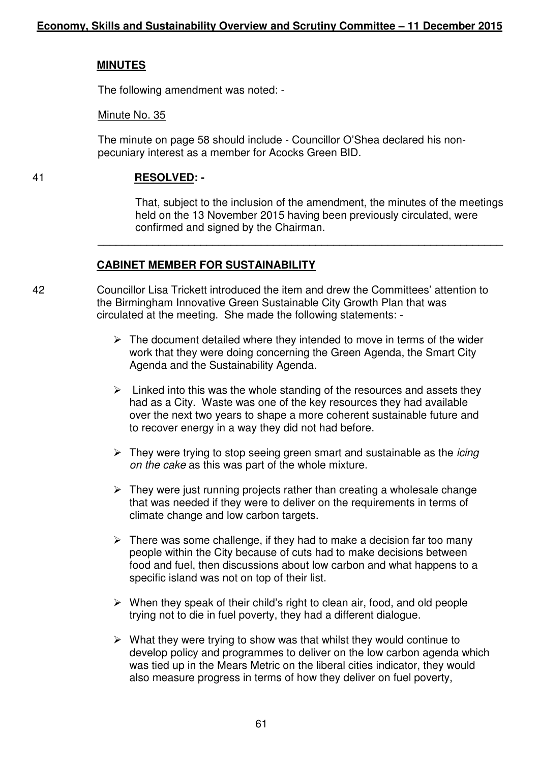## MINUTES

The following amendment was noted: -

Minute No. 35

The minute on page 58 should include - Councillor O'Shea declared his non-pecuniary interest as a member for Acocks Green BID.

41 **RESOLVED: -**

That, subject to the inclusion of the amendment, the minutes of the meetings held on the 13 November 2015 having been previously circulated, were confirmed and signed by the Chairman.

---

## CABINET MEMBER FOR SUSTAINABILITY

42 Councillor Lisa Trickett introduced the item and drew the Committees' attention to the Birmingham Innovative Green Sustainable City Growth Plan that was circulated at the meeting. She made the following statements: -

- The document detailed where they intended to move in terms of the wider work that they were doing concerning the Green Agenda, the Smart City Agenda and the Sustainability Agenda.
- Linked into this was the whole standing of the resources and assets they had as a City. Waste was one of the key resources they had available over the next two years to shape a more coherent sustainable future and to recover energy in a way they did not had before.
- They were trying to stop seeing green smart and sustainable as the *icing on the cake* as this was part of the whole mixture.
- They were just running projects rather than creating a wholesale change that was needed if they were to deliver on the requirements in terms of climate change and low carbon targets.
- There was some challenge, if they had to make a decision far too many people within the City because of cuts had to make decisions between food and fuel, then discussions about low carbon and what happens to a specific island was not on top of their list.
- When they speak of their child's right to clean air, food, and old people trying not to die in fuel poverty, they had a different dialogue.
- What they were trying to show was that whilst they would continue to develop policy and programmes to deliver on the low carbon agenda which was tied up in the Mears Metric on the liberal cities indicator, they would also measure progress in terms of how they deliver on fuel poverty,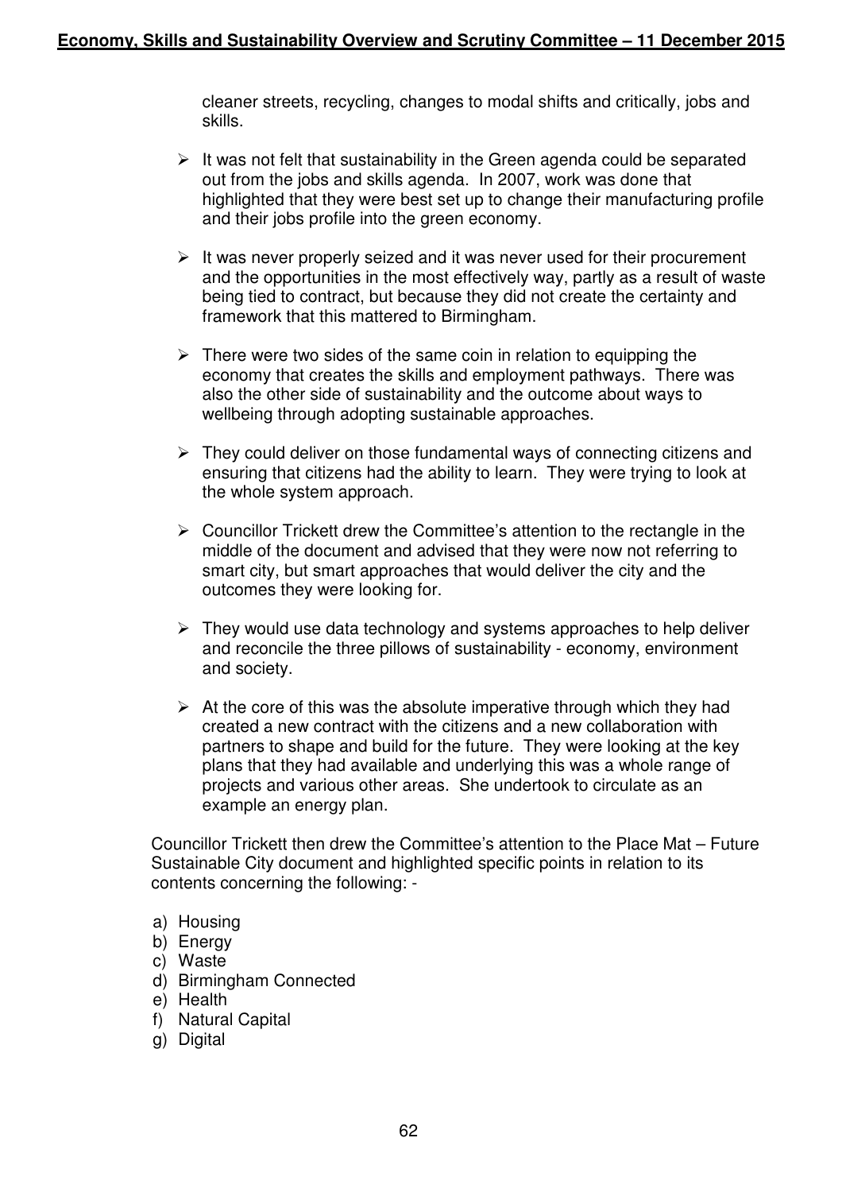cleaner streets, recycling, changes to modal shifts and critically, jobs and skills.

- It was not felt that sustainability in the Green agenda could be separated out from the jobs and skills agenda. In 2007, work was done that highlighted that they were best set up to change their manufacturing profile and their jobs profile into the green economy.
- It was never properly seized and it was never used for their procurement and the opportunities in the most effectively way, partly as a result of waste being tied to contract, but because they did not create the certainty and framework that this mattered to Birmingham.
- There were two sides of the same coin in relation to equipping the economy that creates the skills and employment pathways. There was also the other side of sustainability and the outcome about ways to wellbeing through adopting sustainable approaches.
- They could deliver on those fundamental ways of connecting citizens and ensuring that citizens had the ability to learn. They were trying to look at the whole system approach.
- Councillor Trickett drew the Committee's attention to the rectangle in the middle of the document and advised that they were now not referring to smart city, but smart approaches that would deliver the city and the outcomes they were looking for.
- They would use data technology and systems approaches to help deliver and reconcile the three pillows of sustainability - economy, environment and society.
- At the core of this was the absolute imperative through which they had created a new contract with the citizens and a new collaboration with partners to shape and build for the future. They were looking at the key plans that they had available and underlying this was a whole range of projects and various other areas. She undertook to circulate as an example an energy plan.

Councillor Trickett then drew the Committee's attention to the Place Mat – Future Sustainable City document and highlighted specific points in relation to its contents concerning the following: -

a) Housing
b) Energy
c) Waste
d) Birmingham Connected
e) Health
f) Natural Capital
g) Digital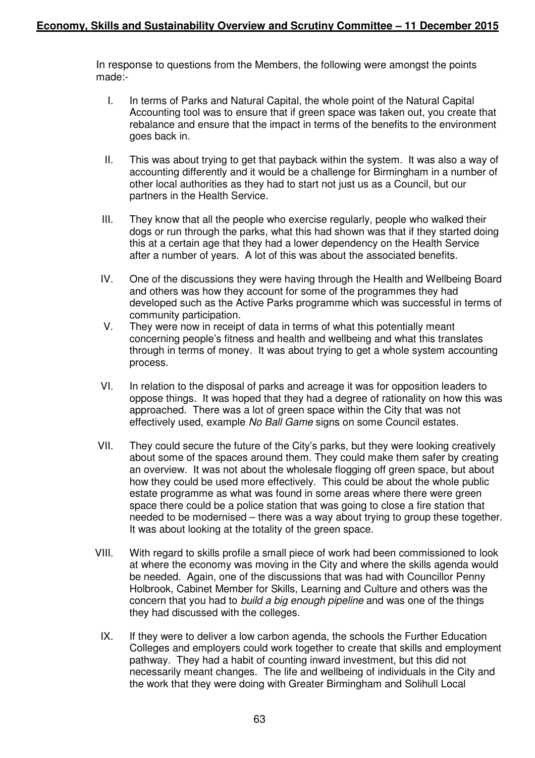In response to questions from the Members, the following were amongst the points made:-

I. In terms of Parks and Natural Capital, the whole point of the Natural Capital Accounting tool was to ensure that if green space was taken out, you create that rebalance and ensure that the impact in terms of the benefits to the environment goes back in.

II. This was about trying to get that payback within the system. It was also a way of accounting differently and it would be a challenge for Birmingham in a number of other local authorities as they had to start not just us as a Council, but our partners in the Health Service.

III. They know that all the people who exercise regularly, people who walked their dogs or run through the parks, what this had shown was that if they started doing this at a certain age that they had a lower dependency on the Health Service after a number of years. A lot of this was about the associated benefits.

IV. One of the discussions they were having through the Health and Wellbeing Board and others was how they account for some of the programmes they had developed such as the Active Parks programme which was successful in terms of community participation.

V. They were now in receipt of data in terms of what this potentially meant concerning people's fitness and health and wellbeing and what this translates through in terms of money. It was about trying to get a whole system accounting process.

VI. In relation to the disposal of parks and acreage it was for opposition leaders to oppose things. It was hoped that they had a degree of rationality on how this was approached. There was a lot of green space within the City that was not effectively used, example *No Ball Game* signs on some Council estates.

VII. They could secure the future of the City's parks, but they were looking creatively about some of the spaces around them. They could make them safer by creating an overview. It was not about the wholesale flogging off green space, but about how they could be used more effectively. This could be about the whole public estate programme as what was found in some areas where there were green space there could be a police station that was going to close a fire station that needed to be modernised – there was a way about trying to group these together. It was about looking at the totality of the green space.

VIII. With regard to skills profile a small piece of work had been commissioned to look at where the economy was moving in the City and where the skills agenda would be needed. Again, one of the discussions that was had with Councillor Penny Holbrook, Cabinet Member for Skills, Learning and Culture and others was the concern that you had to *build a big enough pipeline* and was one of the things they had discussed with the colleges.

IX. If they were to deliver a low carbon agenda, the schools the Further Education Colleges and employers could work together to create that skills and employment pathway. They had a habit of counting inward investment, but this did not necessarily meant changes. The life and wellbeing of individuals in the City and the work that they were doing with Greater Birmingham and Solihull Local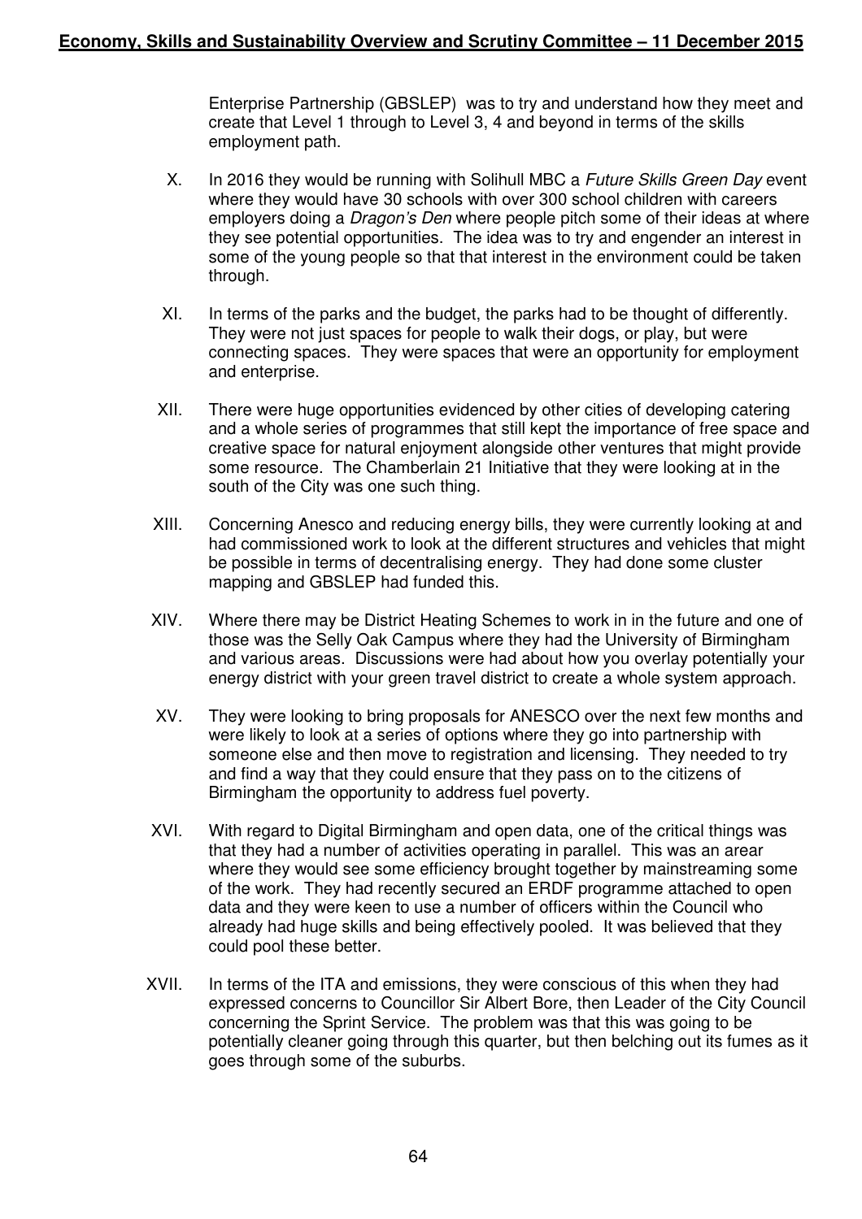Enterprise Partnership (GBSLEP) was to try and understand how they meet and create that Level 1 through to Level 3, 4 and beyond in terms of the skills employment path.

X. In 2016 they would be running with Solihull MBC a *Future Skills Green Day* event where they would have 30 schools with over 300 school children with careers employers doing a *Dragon's Den* where people pitch some of their ideas at where they see potential opportunities. The idea was to try and engender an interest in some of the young people so that that interest in the environment could be taken through.

XI. In terms of the parks and the budget, the parks had to be thought of differently. They were not just spaces for people to walk their dogs, or play, but were connecting spaces. They were spaces that were an opportunity for employment and enterprise.

XII. There were huge opportunities evidenced by other cities of developing catering and a whole series of programmes that still kept the importance of free space and creative space for natural enjoyment alongside other ventures that might provide some resource. The Chamberlain 21 Initiative that they were looking at in the south of the City was one such thing.

XIII. Concerning Anesco and reducing energy bills, they were currently looking at and had commissioned work to look at the different structures and vehicles that might be possible in terms of decentralising energy. They had done some cluster mapping and GBSLEP had funded this.

XIV. Where there may be District Heating Schemes to work in in the future and one of those was the Selly Oak Campus where they had the University of Birmingham and various areas. Discussions were had about how you overlay potentially your energy district with your green travel district to create a whole system approach.

XV. They were looking to bring proposals for ANESCO over the next few months and were likely to look at a series of options where they go into partnership with someone else and then move to registration and licensing. They needed to try and find a way that they could ensure that they pass on to the citizens of Birmingham the opportunity to address fuel poverty.

XVI. With regard to Digital Birmingham and open data, one of the critical things was that they had a number of activities operating in parallel. This was an arear where they would see some efficiency brought together by mainstreaming some of the work. They had recently secured an ERDF programme attached to open data and they were keen to use a number of officers within the Council who already had huge skills and being effectively pooled. It was believed that they could pool these better.

XVII. In terms of the ITA and emissions, they were conscious of this when they had expressed concerns to Councillor Sir Albert Bore, then Leader of the City Council concerning the Sprint Service. The problem was that this was going to be potentially cleaner going through this quarter, but then belching out its fumes as it goes through some of the suburbs.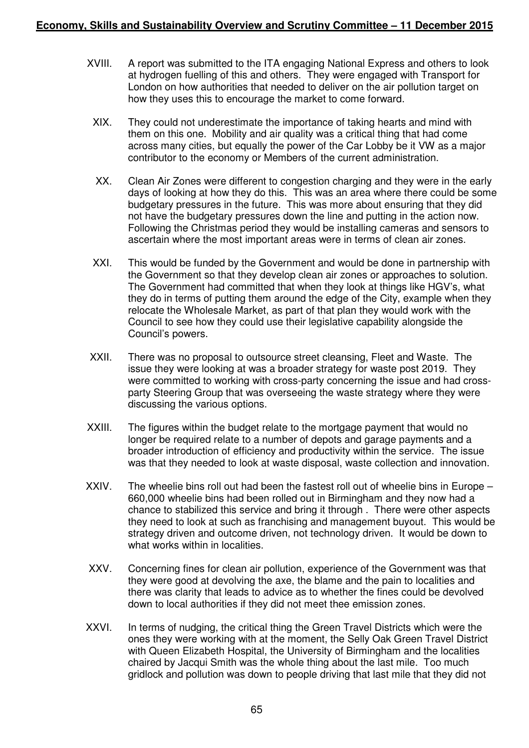XVIII. A report was submitted to the ITA engaging National Express and others to look at hydrogen fuelling of this and others. They were engaged with Transport for London on how authorities that needed to deliver on the air pollution target on how they uses this to encourage the market to come forward.

XIX. They could not underestimate the importance of taking hearts and mind with them on this one. Mobility and air quality was a critical thing that had come across many cities, but equally the power of the Car Lobby be it VW as a major contributor to the economy or Members of the current administration.

XX. Clean Air Zones were different to congestion charging and they were in the early days of looking at how they do this. This was an area where there could be some budgetary pressures in the future. This was more about ensuring that they did not have the budgetary pressures down the line and putting in the action now. Following the Christmas period they would be installing cameras and sensors to ascertain where the most important areas were in terms of clean air zones.

XXI. This would be funded by the Government and would be done in partnership with the Government so that they develop clean air zones or approaches to solution. The Government had committed that when they look at things like HGV's, what they do in terms of putting them around the edge of the City, example when they relocate the Wholesale Market, as part of that plan they would work with the Council to see how they could use their legislative capability alongside the Council's powers.

XXII. There was no proposal to outsource street cleansing, Fleet and Waste. The issue they were looking at was a broader strategy for waste post 2019. They were committed to working with cross-party concerning the issue and had cross-party Steering Group that was overseeing the waste strategy where they were discussing the various options.

XXIII. The figures within the budget relate to the mortgage payment that would no longer be required relate to a number of depots and garage payments and a broader introduction of efficiency and productivity within the service. The issue was that they needed to look at waste disposal, waste collection and innovation.

XXIV. The wheelie bins roll out had been the fastest roll out of wheelie bins in Europe – 660,000 wheelie bins had been rolled out in Birmingham and they now had a chance to stabilized this service and bring it through . There were other aspects they need to look at such as franchising and management buyout. This would be strategy driven and outcome driven, not technology driven. It would be down to what works within in localities.

XXV. Concerning fines for clean air pollution, experience of the Government was that they were good at devolving the axe, the blame and the pain to localities and there was clarity that leads to advice as to whether the fines could be devolved down to local authorities if they did not meet thee emission zones.

XXVI. In terms of nudging, the critical thing the Green Travel Districts which were the ones they were working with at the moment, the Selly Oak Green Travel District with Queen Elizabeth Hospital, the University of Birmingham and the localities chaired by Jacqui Smith was the whole thing about the last mile. Too much gridlock and pollution was down to people driving that last mile that they did not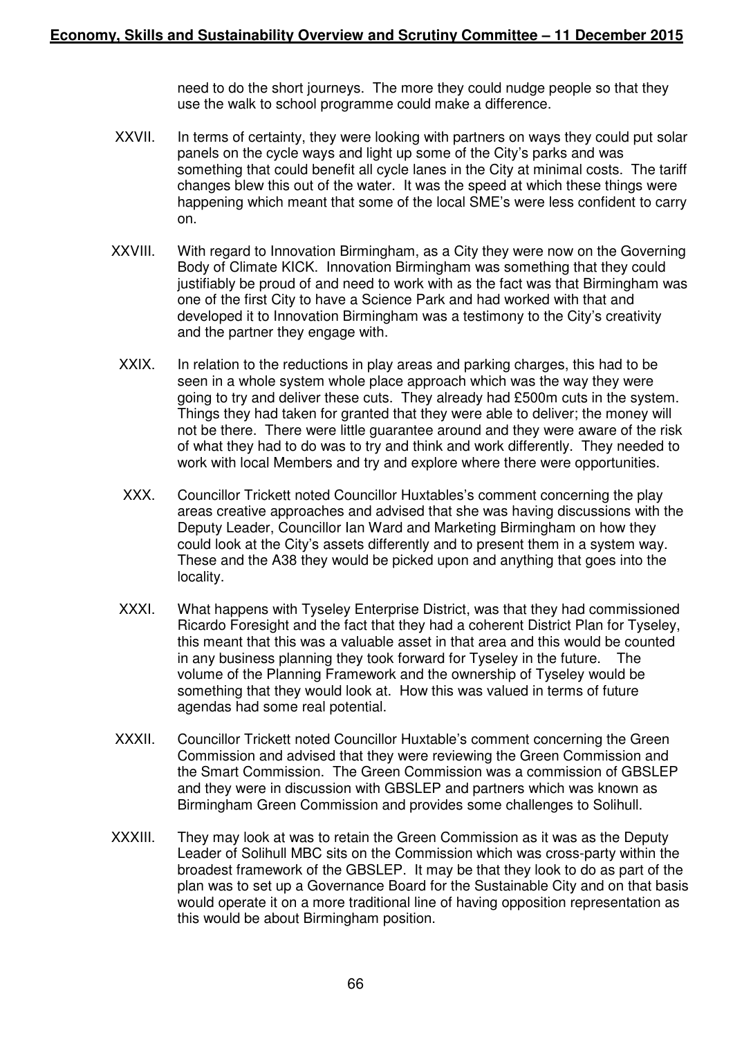need to do the short journeys. The more they could nudge people so that they use the walk to school programme could make a difference.

XXVII. In terms of certainty, they were looking with partners on ways they could put solar panels on the cycle ways and light up some of the City's parks and was something that could benefit all cycle lanes in the City at minimal costs. The tariff changes blew this out of the water. It was the speed at which these things were happening which meant that some of the local SME's were less confident to carry on.

XXVIII. With regard to Innovation Birmingham, as a City they were now on the Governing Body of Climate KICK. Innovation Birmingham was something that they could justifiably be proud of and need to work with as the fact was that Birmingham was one of the first City to have a Science Park and had worked with that and developed it to Innovation Birmingham was a testimony to the City's creativity and the partner they engage with.

XXIX. In relation to the reductions in play areas and parking charges, this had to be seen in a whole system whole place approach which was the way they were going to try and deliver these cuts. They already had £500m cuts in the system. Things they had taken for granted that they were able to deliver; the money will not be there. There were little guarantee around and they were aware of the risk of what they had to do was to try and think and work differently. They needed to work with local Members and try and explore where there were opportunities.

XXX. Councillor Trickett noted Councillor Huxtables's comment concerning the play areas creative approaches and advised that she was having discussions with the Deputy Leader, Councillor Ian Ward and Marketing Birmingham on how they could look at the City's assets differently and to present them in a system way. These and the A38 they would be picked upon and anything that goes into the locality.

XXXI. What happens with Tyseley Enterprise District, was that they had commissioned Ricardo Foresight and the fact that they had a coherent District Plan for Tyseley, this meant that this was a valuable asset in that area and this would be counted in any business planning they took forward for Tyseley in the future. The volume of the Planning Framework and the ownership of Tyseley would be something that they would look at. How this was valued in terms of future agendas had some real potential.

XXXII. Councillor Trickett noted Councillor Huxtable's comment concerning the Green Commission and advised that they were reviewing the Green Commission and the Smart Commission. The Green Commission was a commission of GBSLEP and they were in discussion with GBSLEP and partners which was known as Birmingham Green Commission and provides some challenges to Solihull.

XXXIII. They may look at was to retain the Green Commission as it was as the Deputy Leader of Solihull MBC sits on the Commission which was cross-party within the broadest framework of the GBSLEP. It may be that they look to do as part of the plan was to set up a Governance Board for the Sustainable City and on that basis would operate it on a more traditional line of having opposition representation as this would be about Birmingham position.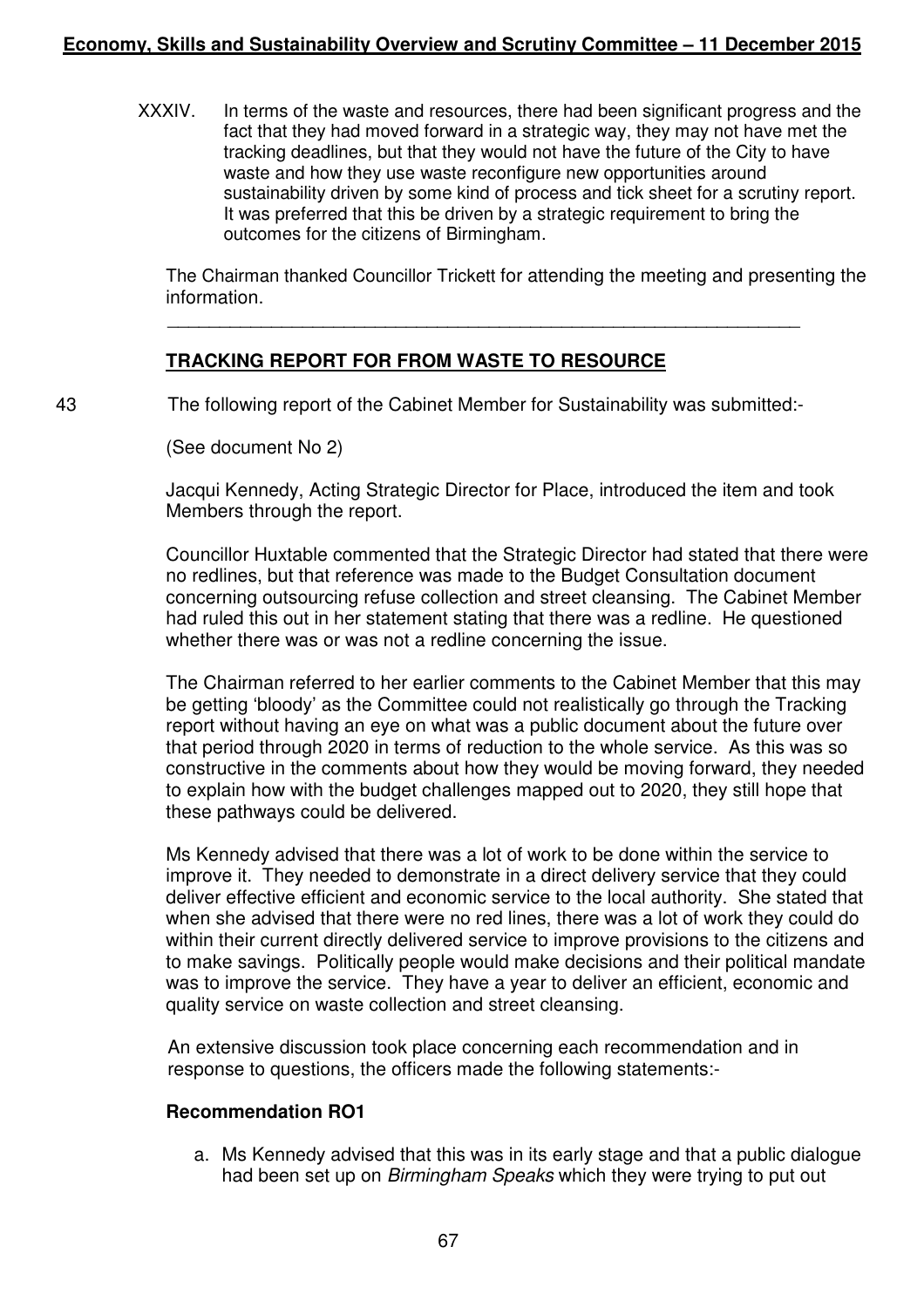XXXIV. In terms of the waste and resources, there had been significant progress and the fact that they had moved forward in a strategic way, they may not have met the tracking deadlines, but that they would not have the future of the City to have waste and how they use waste reconfigure new opportunities around sustainability driven by some kind of process and tick sheet for a scrutiny report. It was preferred that this be driven by a strategic requirement to bring the outcomes for the citizens of Birmingham.

The Chairman thanked Councillor Trickett for attending the meeting and presenting the information.

---

## TRACKING REPORT FOR FROM WASTE TO RESOURCE

43 The following report of the Cabinet Member for Sustainability was submitted:-

(See document No 2)

Jacqui Kennedy, Acting Strategic Director for Place, introduced the item and took Members through the report.

Councillor Huxtable commented that the Strategic Director had stated that there were no redlines, but that reference was made to the Budget Consultation document concerning outsourcing refuse collection and street cleansing. The Cabinet Member had ruled this out in her statement stating that there was a redline. He questioned whether there was or was not a redline concerning the issue.

The Chairman referred to her earlier comments to the Cabinet Member that this may be getting 'bloody' as the Committee could not realistically go through the Tracking report without having an eye on what was a public document about the future over that period through 2020 in terms of reduction to the whole service. As this was so constructive in the comments about how they would be moving forward, they needed to explain how with the budget challenges mapped out to 2020, they still hope that these pathways could be delivered.

Ms Kennedy advised that there was a lot of work to be done within the service to improve it. They needed to demonstrate in a direct delivery service that they could deliver effective efficient and economic service to the local authority. She stated that when she advised that there were no red lines, there was a lot of work they could do within their current directly delivered service to improve provisions to the citizens and to make savings. Politically people would make decisions and their political mandate was to improve the service. They have a year to deliver an efficient, economic and quality service on waste collection and street cleansing.

An extensive discussion took place concerning each recommendation and in response to questions, the officers made the following statements:-

### Recommendation RO1

a. Ms Kennedy advised that this was in its early stage and that a public dialogue had been set up on *Birmingham Speaks* which they were trying to put out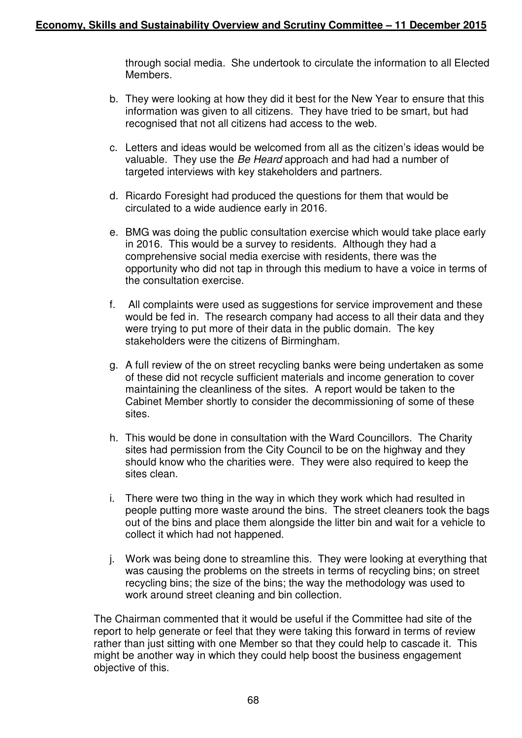through social media. She undertook to circulate the information to all Elected Members.

b. They were looking at how they did it best for the New Year to ensure that this information was given to all citizens. They have tried to be smart, but had recognised that not all citizens had access to the web.

c. Letters and ideas would be welcomed from all as the citizen's ideas would be valuable. They use the *Be Heard* approach and had had a number of targeted interviews with key stakeholders and partners.

d. Ricardo Foresight had produced the questions for them that would be circulated to a wide audience early in 2016.

e. BMG was doing the public consultation exercise which would take place early in 2016. This would be a survey to residents. Although they had a comprehensive social media exercise with residents, there was the opportunity who did not tap in through this medium to have a voice in terms of the consultation exercise.

f. All complaints were used as suggestions for service improvement and these would be fed in. The research company had access to all their data and they were trying to put more of their data in the public domain. The key stakeholders were the citizens of Birmingham.

g. A full review of the on street recycling banks were being undertaken as some of these did not recycle sufficient materials and income generation to cover maintaining the cleanliness of the sites. A report would be taken to the Cabinet Member shortly to consider the decommissioning of some of these sites.

h. This would be done in consultation with the Ward Councillors. The Charity sites had permission from the City Council to be on the highway and they should know who the charities were. They were also required to keep the sites clean.

i. There were two thing in the way in which they work which had resulted in people putting more waste around the bins. The street cleaners took the bags out of the bins and place them alongside the litter bin and wait for a vehicle to collect it which had not happened.

j. Work was being done to streamline this. They were looking at everything that was causing the problems on the streets in terms of recycling bins; on street recycling bins; the size of the bins; the way the methodology was used to work around street cleaning and bin collection.

The Chairman commented that it would be useful if the Committee had site of the report to help generate or feel that they were taking this forward in terms of review rather than just sitting with one Member so that they could help to cascade it. This might be another way in which they could help boost the business engagement objective of this.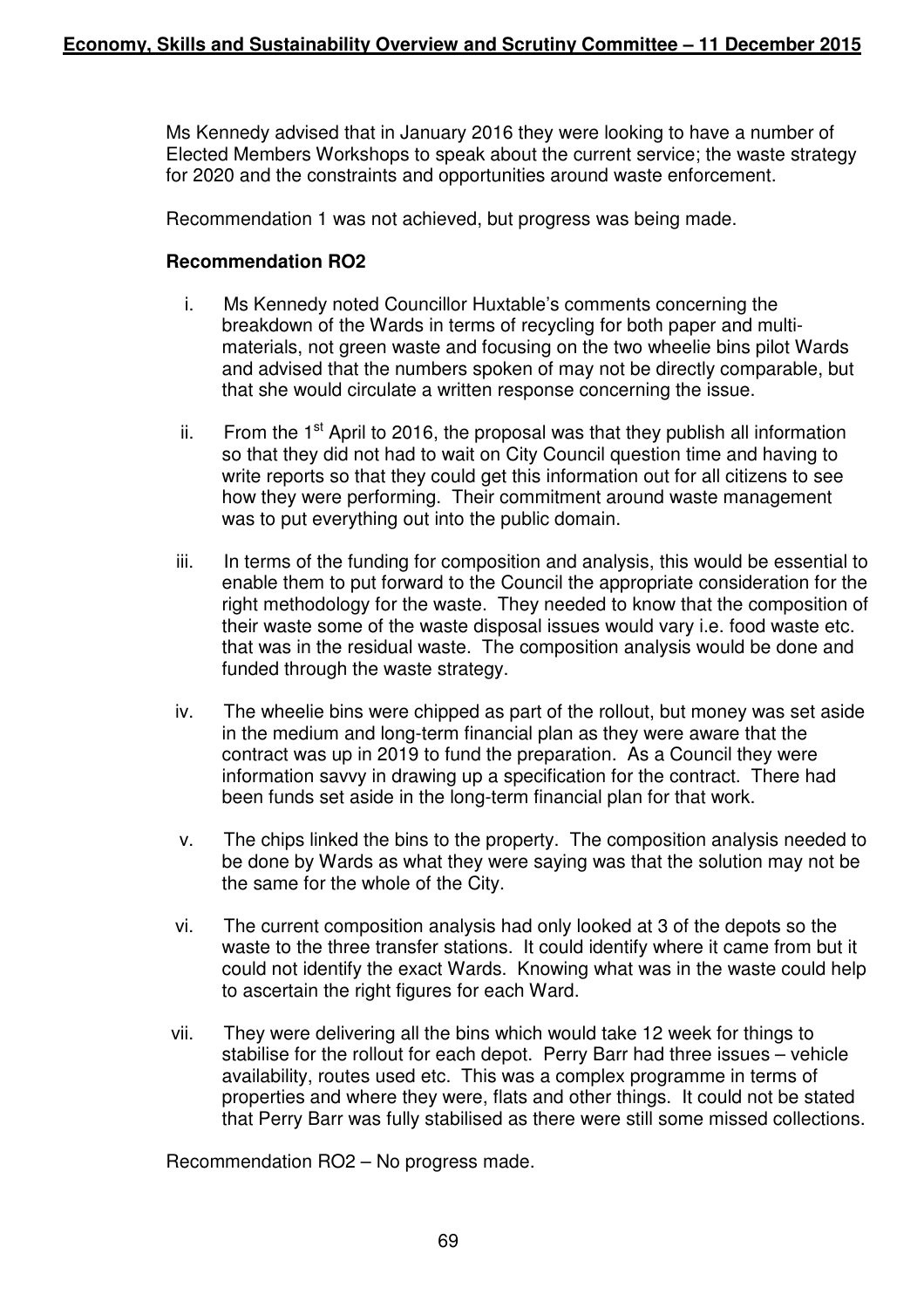Ms Kennedy advised that in January 2016 they were looking to have a number of Elected Members Workshops to speak about the current service; the waste strategy for 2020 and the constraints and opportunities around waste enforcement.

Recommendation 1 was not achieved, but progress was being made.

**Recommendation RO2**

i. Ms Kennedy noted Councillor Huxtable's comments concerning the breakdown of the Wards in terms of recycling for both paper and multi-materials, not green waste and focusing on the two wheelie bins pilot Wards and advised that the numbers spoken of may not be directly comparable, but that she would circulate a written response concerning the issue.

ii. From the 1st April to 2016, the proposal was that they publish all information so that they did not had to wait on City Council question time and having to write reports so that they could get this information out for all citizens to see how they were performing. Their commitment around waste management was to put everything out into the public domain.

iii. In terms of the funding for composition and analysis, this would be essential to enable them to put forward to the Council the appropriate consideration for the right methodology for the waste. They needed to know that the composition of their waste some of the waste disposal issues would vary i.e. food waste etc. that was in the residual waste. The composition analysis would be done and funded through the waste strategy.

iv. The wheelie bins were chipped as part of the rollout, but money was set aside in the medium and long-term financial plan as they were aware that the contract was up in 2019 to fund the preparation. As a Council they were information savvy in drawing up a specification for the contract. There had been funds set aside in the long-term financial plan for that work.

v. The chips linked the bins to the property. The composition analysis needed to be done by Wards as what they were saying was that the solution may not be the same for the whole of the City.

vi. The current composition analysis had only looked at 3 of the depots so the waste to the three transfer stations. It could identify where it came from but it could not identify the exact Wards. Knowing what was in the waste could help to ascertain the right figures for each Ward.

vii. They were delivering all the bins which would take 12 week for things to stabilise for the rollout for each depot. Perry Barr had three issues – vehicle availability, routes used etc. This was a complex programme in terms of properties and where they were, flats and other things. It could not be stated that Perry Barr was fully stabilised as there were still some missed collections.

Recommendation RO2 – No progress made.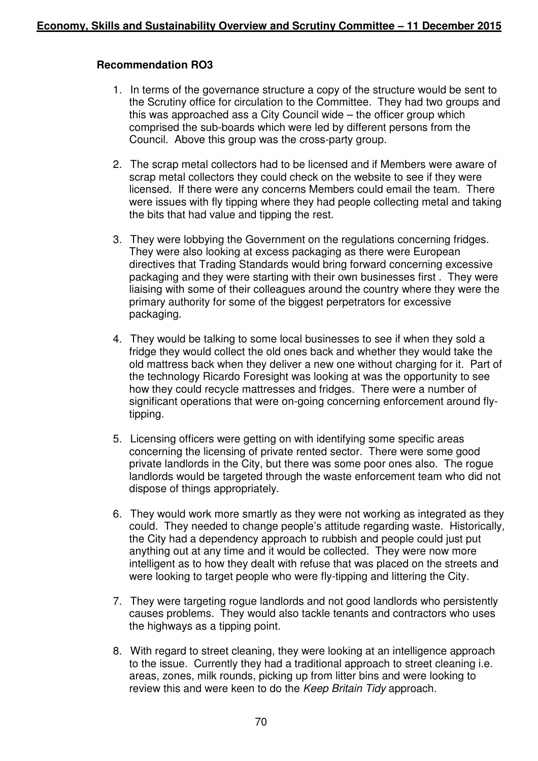**Recommendation RO3**

1. In terms of the governance structure a copy of the structure would be sent to the Scrutiny office for circulation to the Committee. They had two groups and this was approached ass a City Council wide – the officer group which comprised the sub-boards which were led by different persons from the Council. Above this group was the cross-party group.

2. The scrap metal collectors had to be licensed and if Members were aware of scrap metal collectors they could check on the website to see if they were licensed. If there were any concerns Members could email the team. There were issues with fly tipping where they had people collecting metal and taking the bits that had value and tipping the rest.

3. They were lobbying the Government on the regulations concerning fridges. They were also looking at excess packaging as there were European directives that Trading Standards would bring forward concerning excessive packaging and they were starting with their own businesses first . They were liaising with some of their colleagues around the country where they were the primary authority for some of the biggest perpetrators for excessive packaging.

4. They would be talking to some local businesses to see if when they sold a fridge they would collect the old ones back and whether they would take the old mattress back when they deliver a new one without charging for it. Part of the technology Ricardo Foresight was looking at was the opportunity to see how they could recycle mattresses and fridges. There were a number of significant operations that were on-going concerning enforcement around fly-tipping.

5. Licensing officers were getting on with identifying some specific areas concerning the licensing of private rented sector. There were some good private landlords in the City, but there was some poor ones also. The rogue landlords would be targeted through the waste enforcement team who did not dispose of things appropriately.

6. They would work more smartly as they were not working as integrated as they could. They needed to change people's attitude regarding waste. Historically, the City had a dependency approach to rubbish and people could just put anything out at any time and it would be collected. They were now more intelligent as to how they dealt with refuse that was placed on the streets and were looking to target people who were fly-tipping and littering the City.

7. They were targeting rogue landlords and not good landlords who persistently causes problems. They would also tackle tenants and contractors who uses the highways as a tipping point.

8. With regard to street cleaning, they were looking at an intelligence approach to the issue. Currently they had a traditional approach to street cleaning i.e. areas, zones, milk rounds, picking up from litter bins and were looking to review this and were keen to do the *Keep Britain Tidy* approach.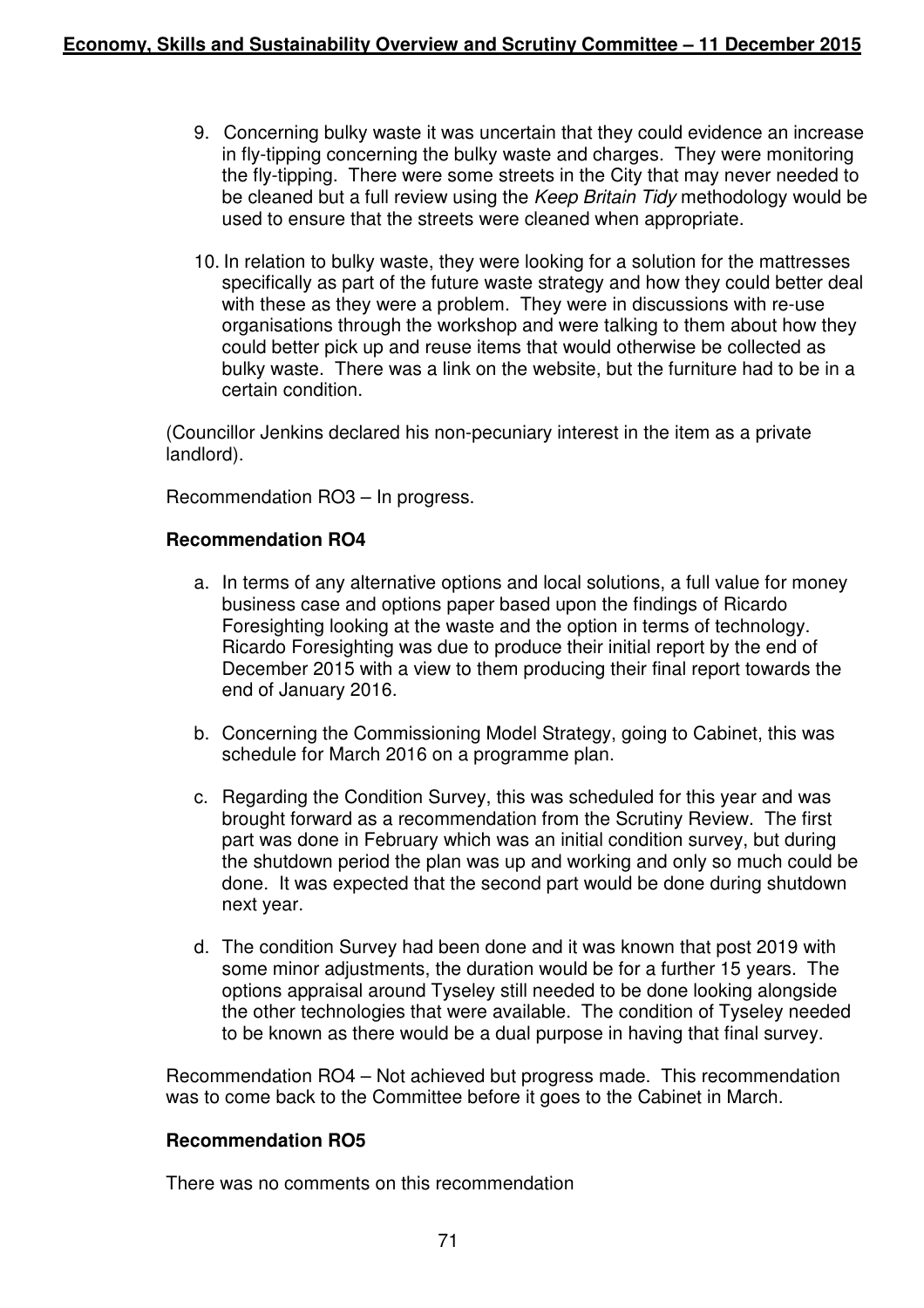9. Concerning bulky waste it was uncertain that they could evidence an increase in fly-tipping concerning the bulky waste and charges. They were monitoring the fly-tipping. There were some streets in the City that may never needed to be cleaned but a full review using the *Keep Britain Tidy* methodology would be used to ensure that the streets were cleaned when appropriate.

10. In relation to bulky waste, they were looking for a solution for the mattresses specifically as part of the future waste strategy and how they could better deal with these as they were a problem. They were in discussions with re-use organisations through the workshop and were talking to them about how they could better pick up and reuse items that would otherwise be collected as bulky waste. There was a link on the website, but the furniture had to be in a certain condition.

(Councillor Jenkins declared his non-pecuniary interest in the item as a private landlord).

Recommendation RO3 – In progress.

**Recommendation RO4**

a. In terms of any alternative options and local solutions, a full value for money business case and options paper based upon the findings of Ricardo Foresighting looking at the waste and the option in terms of technology. Ricardo Foresighting was due to produce their initial report by the end of December 2015 with a view to them producing their final report towards the end of January 2016.

b. Concerning the Commissioning Model Strategy, going to Cabinet, this was schedule for March 2016 on a programme plan.

c. Regarding the Condition Survey, this was scheduled for this year and was brought forward as a recommendation from the Scrutiny Review. The first part was done in February which was an initial condition survey, but during the shutdown period the plan was up and working and only so much could be done. It was expected that the second part would be done during shutdown next year.

d. The condition Survey had been done and it was known that post 2019 with some minor adjustments, the duration would be for a further 15 years. The options appraisal around Tyseley still needed to be done looking alongside the other technologies that were available. The condition of Tyseley needed to be known as there would be a dual purpose in having that final survey.

Recommendation RO4 – Not achieved but progress made. This recommendation was to come back to the Committee before it goes to the Cabinet in March.

**Recommendation RO5**

There was no comments on this recommendation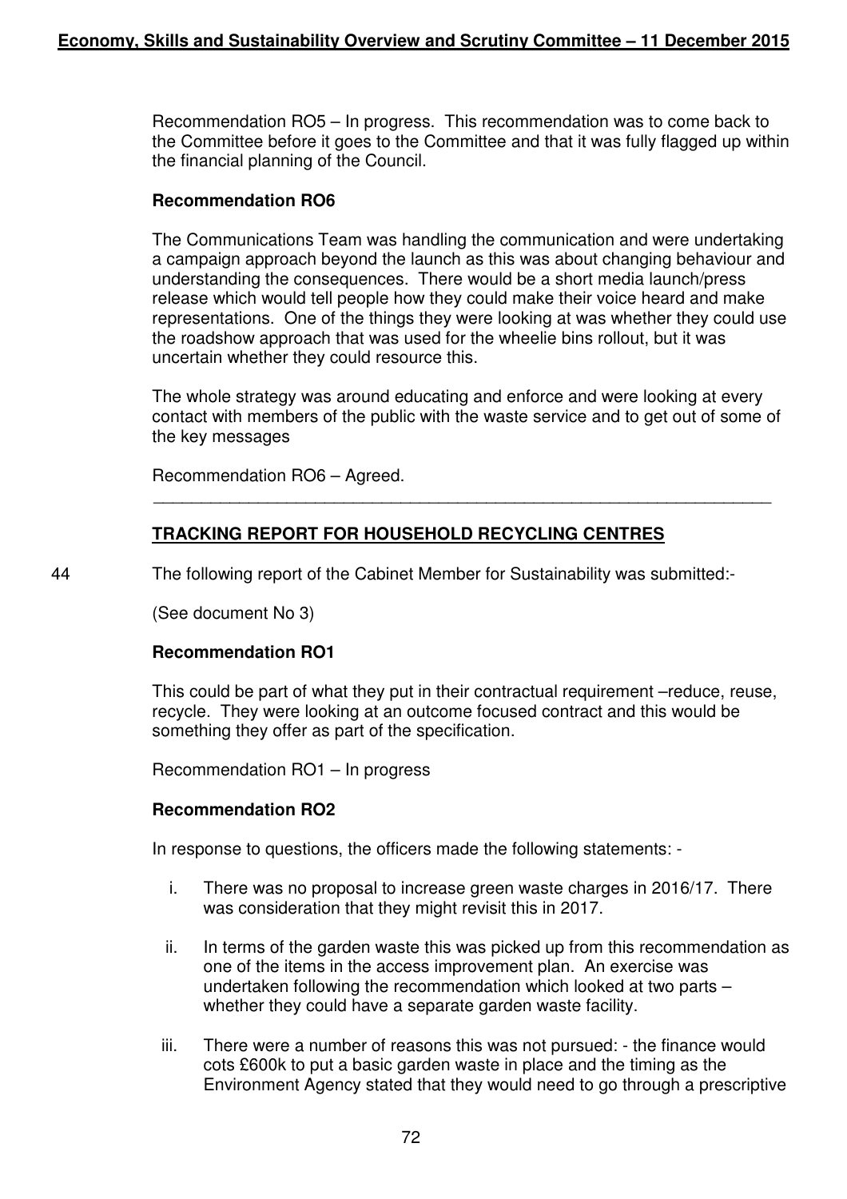Recommendation RO5 – In progress. This recommendation was to come back to the Committee before it goes to the Committee and that it was fully flagged up within the financial planning of the Council.

**Recommendation RO6**

The Communications Team was handling the communication and were undertaking a campaign approach beyond the launch as this was about changing behaviour and understanding the consequences. There would be a short media launch/press release which would tell people how they could make their voice heard and make representations. One of the things they were looking at was whether they could use the roadshow approach that was used for the wheelie bins rollout, but it was uncertain whether they could resource this.

The whole strategy was around educating and enforce and were looking at every contact with members of the public with the waste service and to get out of some of the key messages

Recommendation RO6 – Agreed.

---

## TRACKING REPORT FOR HOUSEHOLD RECYCLING CENTRES

44 The following report of the Cabinet Member for Sustainability was submitted:-

(See document No 3)

**Recommendation RO1**

This could be part of what they put in their contractual requirement –reduce, reuse, recycle. They were looking at an outcome focused contract and this would be something they offer as part of the specification.

Recommendation RO1 – In progress

**Recommendation RO2**

In response to questions, the officers made the following statements: -

i. There was no proposal to increase green waste charges in 2016/17. There was consideration that they might revisit this in 2017.

ii. In terms of the garden waste this was picked up from this recommendation as one of the items in the access improvement plan. An exercise was undertaken following the recommendation which looked at two parts – whether they could have a separate garden waste facility.

iii. There were a number of reasons this was not pursued: - the finance would cots £600k to put a basic garden waste in place and the timing as the Environment Agency stated that they would need to go through a prescriptive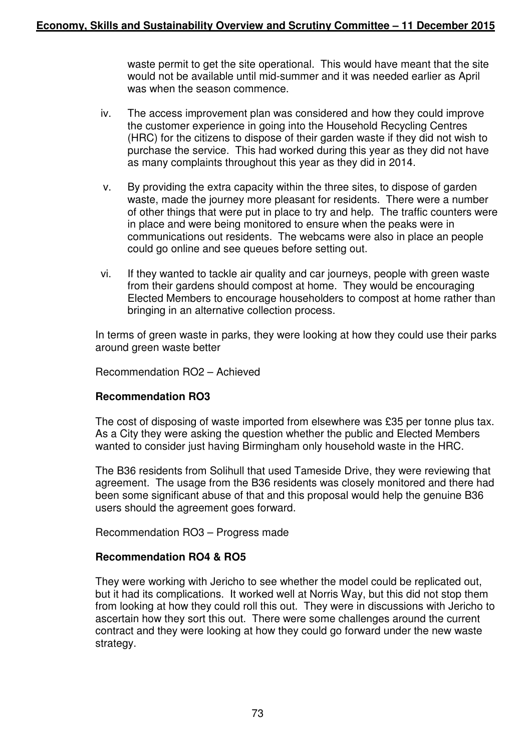waste permit to get the site operational. This would have meant that the site would not be available until mid-summer and it was needed earlier as April was when the season commence.

iv. The access improvement plan was considered and how they could improve the customer experience in going into the Household Recycling Centres (HRC) for the citizens to dispose of their garden waste if they did not wish to purchase the service. This had worked during this year as they did not have as many complaints throughout this year as they did in 2014.

v. By providing the extra capacity within the three sites, to dispose of garden waste, made the journey more pleasant for residents. There were a number of other things that were put in place to try and help. The traffic counters were in place and were being monitored to ensure when the peaks were in communications out residents. The webcams were also in place an people could go online and see queues before setting out.

vi. If they wanted to tackle air quality and car journeys, people with green waste from their gardens should compost at home. They would be encouraging Elected Members to encourage householders to compost at home rather than bringing in an alternative collection process.

In terms of green waste in parks, they were looking at how they could use their parks around green waste better

Recommendation RO2 – Achieved

**Recommendation RO3**

The cost of disposing of waste imported from elsewhere was £35 per tonne plus tax. As a City they were asking the question whether the public and Elected Members wanted to consider just having Birmingham only household waste in the HRC.

The B36 residents from Solihull that used Tameside Drive, they were reviewing that agreement. The usage from the B36 residents was closely monitored and there had been some significant abuse of that and this proposal would help the genuine B36 users should the agreement goes forward.

Recommendation RO3 – Progress made

**Recommendation RO4 & RO5**

They were working with Jericho to see whether the model could be replicated out, but it had its complications. It worked well at Norris Way, but this did not stop them from looking at how they could roll this out. They were in discussions with Jericho to ascertain how they sort this out. There were some challenges around the current contract and they were looking at how they could go forward under the new waste strategy.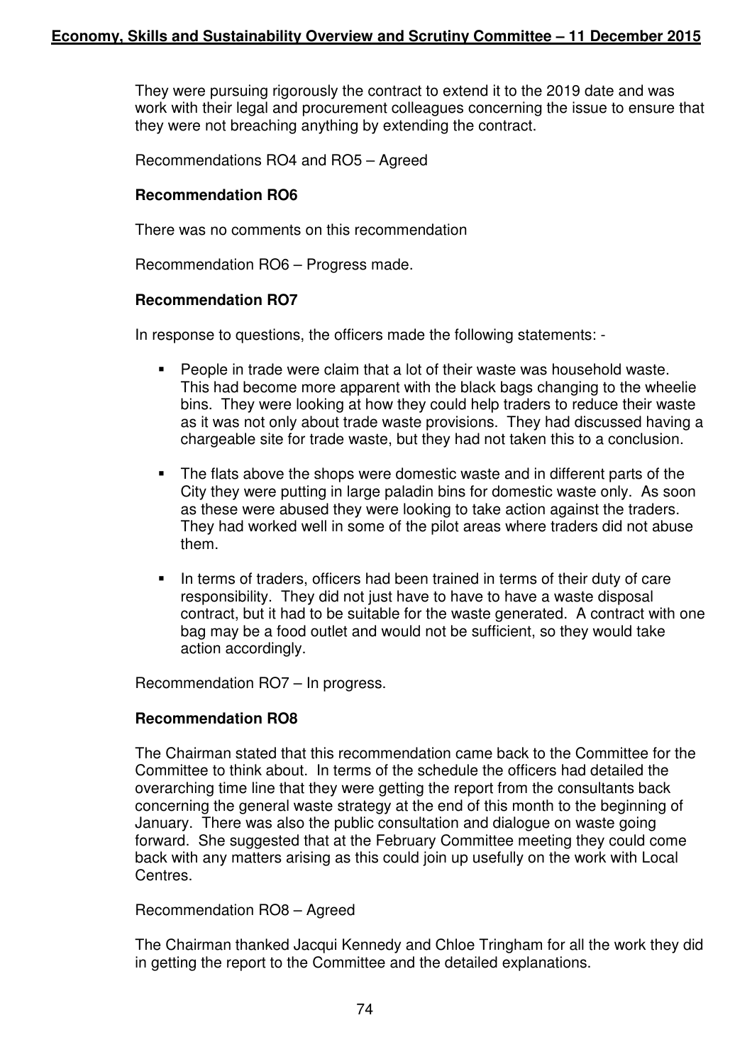They were pursuing rigorously the contract to extend it to the 2019 date and was work with their legal and procurement colleagues concerning the issue to ensure that they were not breaching anything by extending the contract.

Recommendations RO4 and RO5 – Agreed

**Recommendation RO6**

There was no comments on this recommendation

Recommendation RO6 – Progress made.

**Recommendation RO7**

In response to questions, the officers made the following statements: -

- People in trade were claim that a lot of their waste was household waste. This had become more apparent with the black bags changing to the wheelie bins. They were looking at how they could help traders to reduce their waste as it was not only about trade waste provisions. They had discussed having a chargeable site for trade waste, but they had not taken this to a conclusion.
- The flats above the shops were domestic waste and in different parts of the City they were putting in large paladin bins for domestic waste only. As soon as these were abused they were looking to take action against the traders. They had worked well in some of the pilot areas where traders did not abuse them.
- In terms of traders, officers had been trained in terms of their duty of care responsibility. They did not just have to have to have a waste disposal contract, but it had to be suitable for the waste generated. A contract with one bag may be a food outlet and would not be sufficient, so they would take action accordingly.

Recommendation RO7 – In progress.

**Recommendation RO8**

The Chairman stated that this recommendation came back to the Committee for the Committee to think about. In terms of the schedule the officers had detailed the overarching time line that they were getting the report from the consultants back concerning the general waste strategy at the end of this month to the beginning of January. There was also the public consultation and dialogue on waste going forward. She suggested that at the February Committee meeting they could come back with any matters arising as this could join up usefully on the work with Local Centres.

Recommendation RO8 – Agreed

The Chairman thanked Jacqui Kennedy and Chloe Tringham for all the work they did in getting the report to the Committee and the detailed explanations.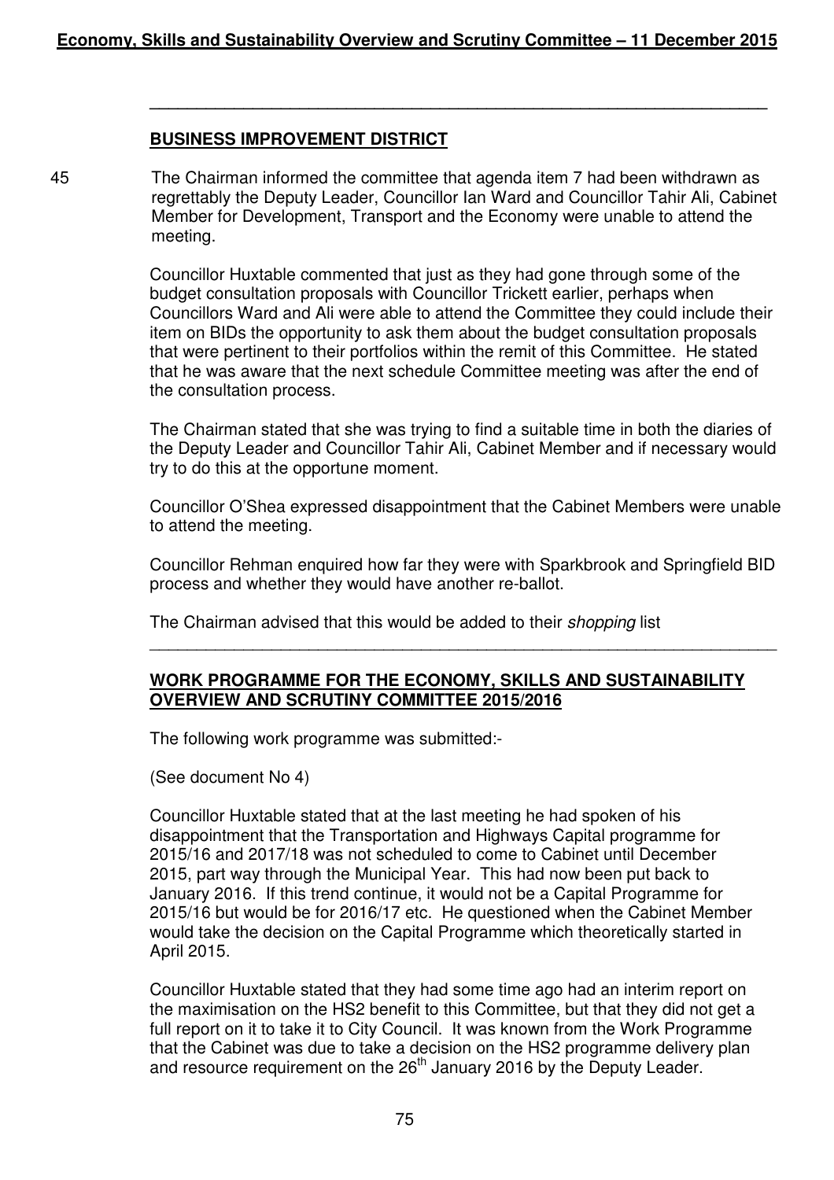## BUSINESS IMPROVEMENT DISTRICT

45 The Chairman informed the committee that agenda item 7 had been withdrawn as regrettably the Deputy Leader, Councillor Ian Ward and Councillor Tahir Ali, Cabinet Member for Development, Transport and the Economy were unable to attend the meeting.

Councillor Huxtable commented that just as they had gone through some of the budget consultation proposals with Councillor Trickett earlier, perhaps when Councillors Ward and Ali were able to attend the Committee they could include their item on BIDs the opportunity to ask them about the budget consultation proposals that were pertinent to their portfolios within the remit of this Committee. He stated that he was aware that the next schedule Committee meeting was after the end of the consultation process.

The Chairman stated that she was trying to find a suitable time in both the diaries of the Deputy Leader and Councillor Tahir Ali, Cabinet Member and if necessary would try to do this at the opportune moment.

Councillor O'Shea expressed disappointment that the Cabinet Members were unable to attend the meeting.

Councillor Rehman enquired how far they were with Sparkbrook and Springfield BID process and whether they would have another re-ballot.

The Chairman advised that this would be added to their *shopping* list

---

## WORK PROGRAMME FOR THE ECONOMY, SKILLS AND SUSTAINABILITY OVERVIEW AND SCRUTINY COMMITTEE 2015/2016

The following work programme was submitted:-

(See document No 4)

Councillor Huxtable stated that at the last meeting he had spoken of his disappointment that the Transportation and Highways Capital programme for 2015/16 and 2017/18 was not scheduled to come to Cabinet until December 2015, part way through the Municipal Year. This had now been put back to January 2016. If this trend continue, it would not be a Capital Programme for 2015/16 but would be for 2016/17 etc. He questioned when the Cabinet Member would take the decision on the Capital Programme which theoretically started in April 2015.

Councillor Huxtable stated that they had some time ago had an interim report on the maximisation on the HS2 benefit to this Committee, but that they did not get a full report on it to take it to City Council. It was known from the Work Programme that the Cabinet was due to take a decision on the HS2 programme delivery plan and resource requirement on the 26th January 2016 by the Deputy Leader.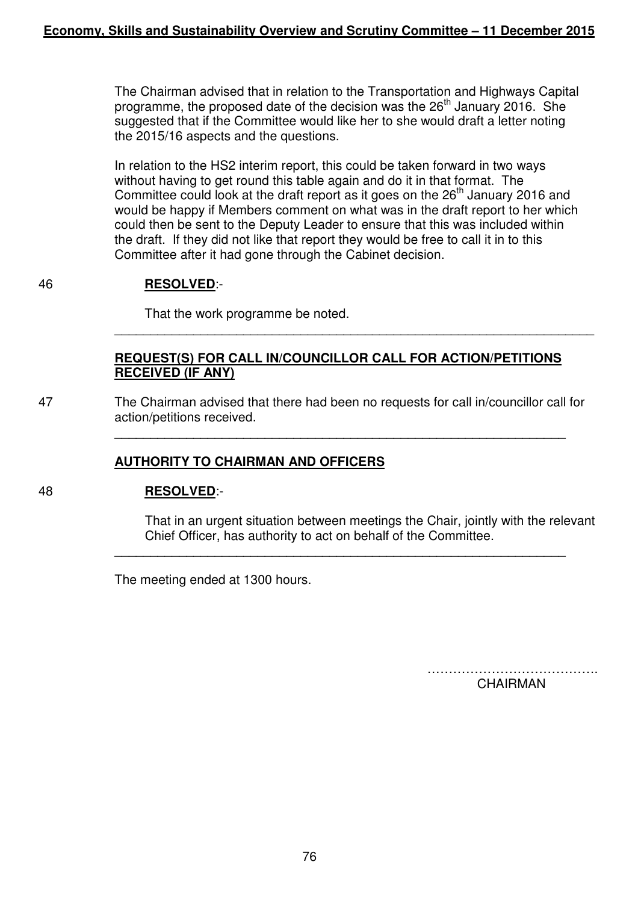The Chairman advised that in relation to the Transportation and Highways Capital programme, the proposed date of the decision was the 26th January 2016. She suggested that if the Committee would like her to she would draft a letter noting the 2015/16 aspects and the questions.

In relation to the HS2 interim report, this could be taken forward in two ways without having to get round this table again and do it in that format. The Committee could look at the draft report as it goes on the 26th January 2016 and would be happy if Members comment on what was in the draft report to her which could then be sent to the Deputy Leader to ensure that this was included within the draft. If they did not like that report they would be free to call it in to this Committee after it had gone through the Cabinet decision.

46 **RESOLVED**:-

That the work programme be noted.

---

**REQUEST(S) FOR CALL IN/COUNCILLOR CALL FOR ACTION/PETITIONS RECEIVED (IF ANY)**

47 The Chairman advised that there had been no requests for call in/councillor call for action/petitions received.

---

**AUTHORITY TO CHAIRMAN AND OFFICERS**

48 **RESOLVED**:-

That in an urgent situation between meetings the Chair, jointly with the relevant Chief Officer, has authority to act on behalf of the Committee.

---

The meeting ended at 1300 hours.

…………………………………..
CHAIRMAN